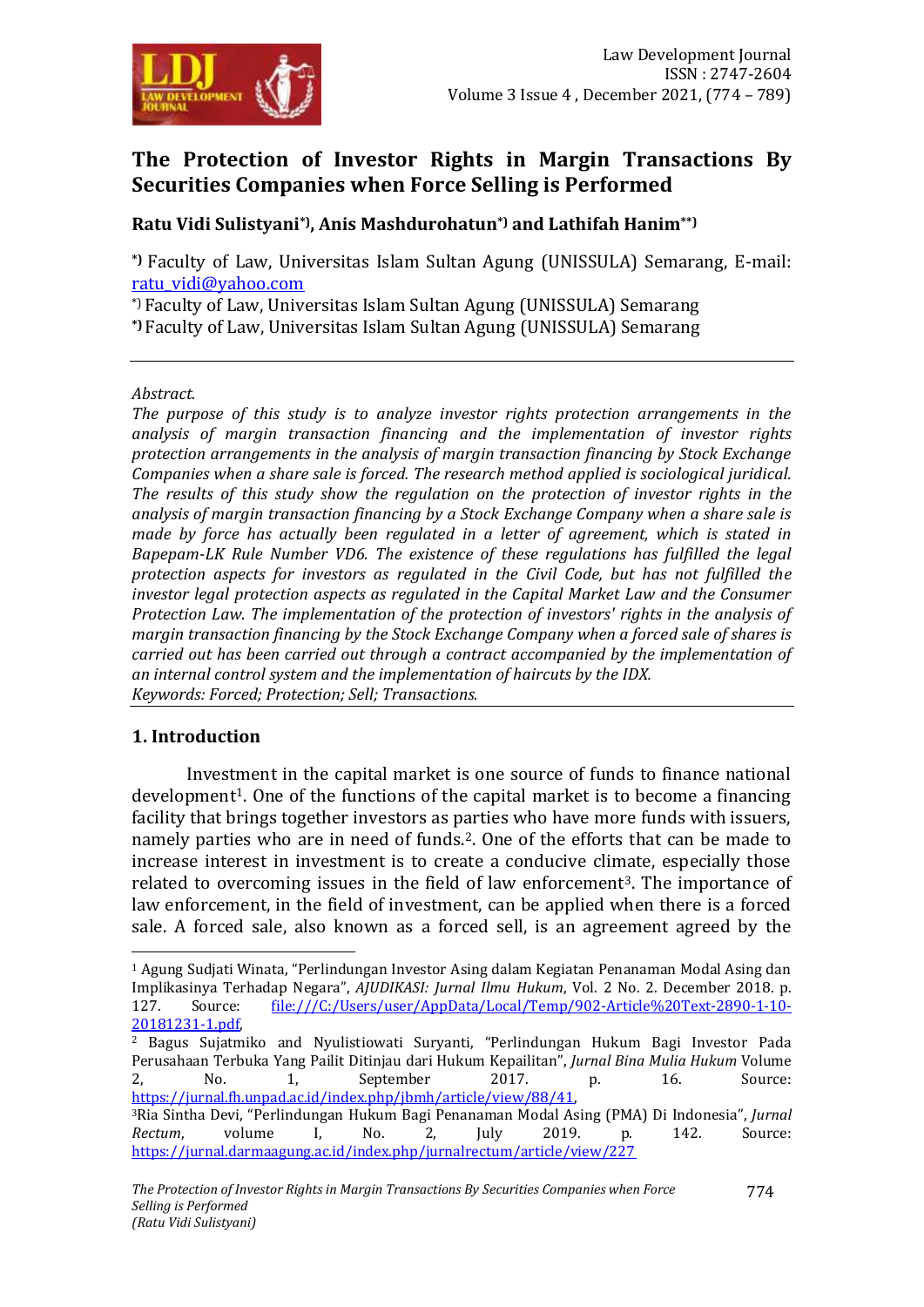# The Protection of Investor Rights in Margin Transactions By Securities Companies when Force Selling is Performed

**Ratu Vidi Sulistyani[*], Anis Mashdurohatun[*] and Lathifah Hanim[**]**

[*] Faculty of Law, Universitas Islam Sultan Agung (UNISSULA) Semarang, E-mail: ratu_vidi@yahoo.com

[*] Faculty of Law, Universitas Islam Sultan Agung (UNISSULA) Semarang

[*] Faculty of Law, Universitas Islam Sultan Agung (UNISSULA) Semarang

*Abstract.*

*The purpose of this study is to analyze investor rights protection arrangements in the analysis of margin transaction financing and the implementation of investor rights protection arrangements in the analysis of margin transaction financing by Stock Exchange Companies when a share sale is forced. The research method applied is sociological juridical. The results of this study show the regulation on the protection of investor rights in the analysis of margin transaction financing by a Stock Exchange Company when a share sale is made by force has actually been regulated in a letter of agreement, which is stated in Bapepam-LK Rule Number VD6. The existence of these regulations has fulfilled the legal protection aspects for investors as regulated in the Civil Code, but has not fulfilled the investor legal protection aspects as regulated in the Capital Market Law and the Consumer Protection Law. The implementation of the protection of investors' rights in the analysis of margin transaction financing by the Stock Exchange Company when a forced sale of shares is carried out has been carried out through a contract accompanied by the implementation of an internal control system and the implementation of haircuts by the IDX.*

*Keywords: Forced; Protection; Sell; Transactions.*

## 1. Introduction

Investment in the capital market is one source of funds to finance national development[1]. One of the functions of the capital market is to become a financing facility that brings together investors as parties who have more funds with issuers, namely parties who are in need of funds.[2]. One of the efforts that can be made to increase interest in investment is to create a conducive climate, especially those related to overcoming issues in the field of law enforcement[3]. The importance of law enforcement, in the field of investment, can be applied when there is a forced sale. A forced sale, also known as a forced sell, is an agreement agreed by the

---

[1] Agung Sudjati Winata, "Perlindungan Investor Asing dalam Kegiatan Penanaman Modal Asing dan Implikasinya Terhadap Negara", *AJUDIKASI: Jurnal Ilmu Hukum*, Vol. 2 No. 2. December 2018. p. 127. Source: file:///C:/Users/user/AppData/Local/Temp/902-Article%20Text-2890-1-10-20181231-1.pdf,

[2] Bagus Sujatmiko and Nyulistiowati Suryanti, "Perlindungan Hukum Bagi Investor Pada Perusahaan Terbuka Yang Pailit Ditinjau dari Hukum Kepailitan", *Jurnal Bina Mulia Hukum* Volume 2, No. 1, September 2017. p. 16. Source: https://jurnal.fh.unpad.ac.id/index.php/jbmh/article/view/88/41,

[3] Ria Sintha Devi, "Perlindungan Hukum Bagi Penanaman Modal Asing (PMA) Di Indonesia", *Jurnal Rectum*, volume I, No. 2, July 2019. p. 142. Source: https://jurnal.darmaagung.ac.id/index.php/jurnalrectum/article/view/227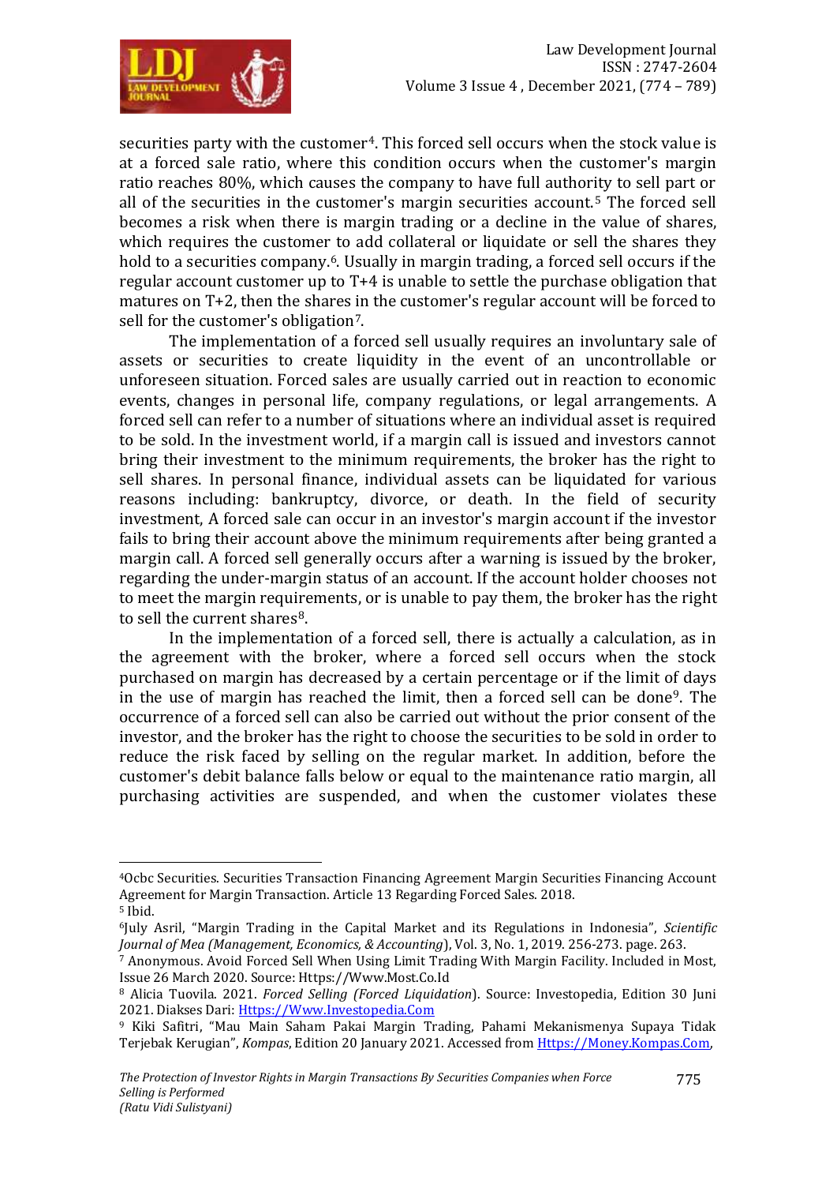securities party with the customer[4]. This forced sell occurs when the stock value is at a forced sale ratio, where this condition occurs when the customer's margin ratio reaches 80%, which causes the company to have full authority to sell part or all of the securities in the customer's margin securities account.[5] The forced sell becomes a risk when there is margin trading or a decline in the value of shares, which requires the customer to add collateral or liquidate or sell the shares they hold to a securities company.[6]. Usually in margin trading, a forced sell occurs if the regular account customer up to T+4 is unable to settle the purchase obligation that matures on T+2, then the shares in the customer's regular account will be forced to sell for the customer's obligation[7].

The implementation of a forced sell usually requires an involuntary sale of assets or securities to create liquidity in the event of an uncontrollable or unforeseen situation. Forced sales are usually carried out in reaction to economic events, changes in personal life, company regulations, or legal arrangements. A forced sell can refer to a number of situations where an individual asset is required to be sold. In the investment world, if a margin call is issued and investors cannot bring their investment to the minimum requirements, the broker has the right to sell shares. In personal finance, individual assets can be liquidated for various reasons including: bankruptcy, divorce, or death. In the field of security investment, A forced sale can occur in an investor's margin account if the investor fails to bring their account above the minimum requirements after being granted a margin call. A forced sell generally occurs after a warning is issued by the broker, regarding the under-margin status of an account. If the account holder chooses not to meet the margin requirements, or is unable to pay them, the broker has the right to sell the current shares[8].

In the implementation of a forced sell, there is actually a calculation, as in the agreement with the broker, where a forced sell occurs when the stock purchased on margin has decreased by a certain percentage or if the limit of days in the use of margin has reached the limit, then a forced sell can be done[9]. The occurrence of a forced sell can also be carried out without the prior consent of the investor, and the broker has the right to choose the securities to be sold in order to reduce the risk faced by selling on the regular market. In addition, before the customer's debit balance falls below or equal to the maintenance ratio margin, all purchasing activities are suspended, and when the customer violates these

---

[4] Ocbc Securities. Securities Transaction Financing Agreement Margin Securities Financing Account Agreement for Margin Transaction. Article 13 Regarding Forced Sales. 2018.

[5] Ibid.

[6] July Asril, "Margin Trading in the Capital Market and its Regulations in Indonesia", *Scientific Journal of Mea (Management, Economics, & Accounting)*, Vol. 3, No. 1, 2019. 256-273. page. 263.

[7] Anonymous. Avoid Forced Sell When Using Limit Trading With Margin Facility. Included in Most, Issue 26 March 2020. Source: Https://Www.Most.Co.Id

[8] Alicia Tuovila. 2021. *Forced Selling (Forced Liquidation)*. Source: Investopedia, Edition 30 Juni 2021. Diakses Dari: Https://Www.Investopedia.Com

[9] Kiki Safitri, "Mau Main Saham Pakai Margin Trading, Pahami Mekanismenya Supaya Tidak Terjebak Kerugian", *Kompas*, Edition 20 January 2021. Accessed from Https://Money.Kompas.Com,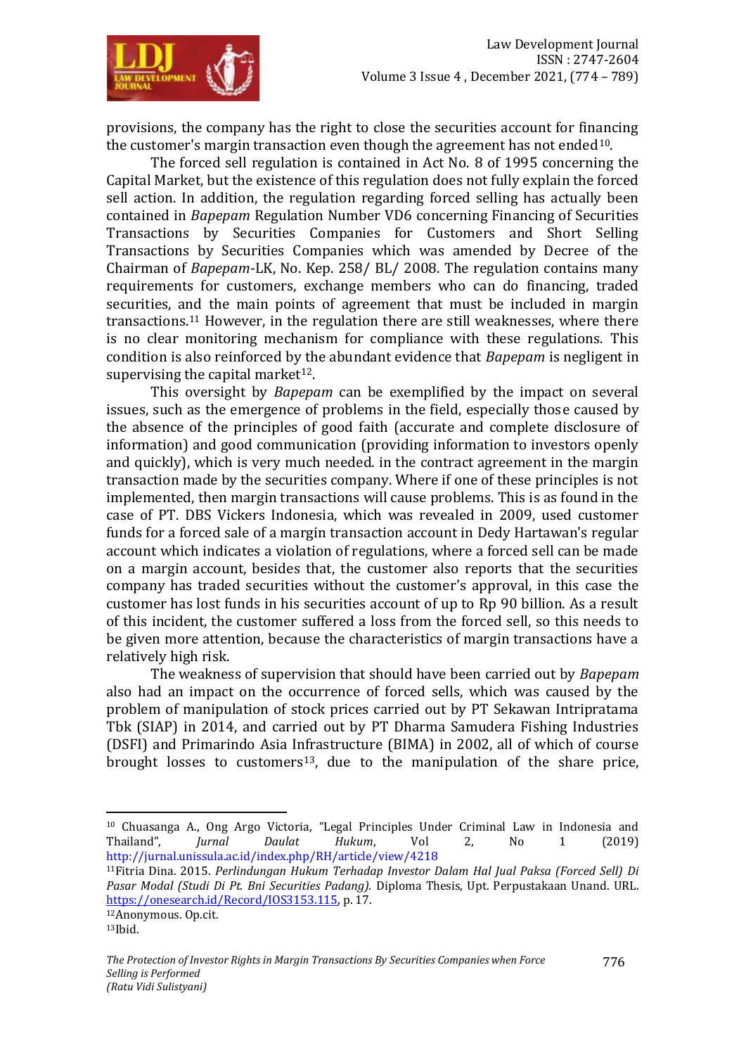provisions, the company has the right to close the securities account for financing the customer's margin transaction even though the agreement has not ended[10].

The forced sell regulation is contained in Act No. 8 of 1995 concerning the Capital Market, but the existence of this regulation does not fully explain the forced sell action. In addition, the regulation regarding forced selling has actually been contained in *Bapepam* Regulation Number VD6 concerning Financing of Securities Transactions by Securities Companies for Customers and Short Selling Transactions by Securities Companies which was amended by Decree of the Chairman of *Bapepam*-LK, No. Kep. 258/ BL/ 2008. The regulation contains many requirements for customers, exchange members who can do financing, traded securities, and the main points of agreement that must be included in margin transactions.[11] However, in the regulation there are still weaknesses, where there is no clear monitoring mechanism for compliance with these regulations. This condition is also reinforced by the abundant evidence that *Bapepam* is negligent in supervising the capital market[12].

This oversight by *Bapepam* can be exemplified by the impact on several issues, such as the emergence of problems in the field, especially those caused by the absence of the principles of good faith (accurate and complete disclosure of information) and good communication (providing information to investors openly and quickly), which is very much needed. in the contract agreement in the margin transaction made by the securities company. Where if one of these principles is not implemented, then margin transactions will cause problems. This is as found in the case of PT. DBS Vickers Indonesia, which was revealed in 2009, used customer funds for a forced sale of a margin transaction account in Dedy Hartawan's regular account which indicates a violation of regulations, where a forced sell can be made on a margin account, besides that, the customer also reports that the securities company has traded securities without the customer's approval, in this case the customer has lost funds in his securities account of up to Rp 90 billion. As a result of this incident, the customer suffered a loss from the forced sell, so this needs to be given more attention, because the characteristics of margin transactions have a relatively high risk.

The weakness of supervision that should have been carried out by *Bapepam* also had an impact on the occurrence of forced sells, which was caused by the problem of manipulation of stock prices carried out by PT Sekawan Intripratama Tbk (SIAP) in 2014, and carried out by PT Dharma Samudera Fishing Industries (DSFI) and Primarindo Asia Infrastructure (BIMA) in 2002, all of which of course brought losses to customers[13], due to the manipulation of the share price,

---

[10] Chuasanga A., Ong Argo Victoria, "Legal Principles Under Criminal Law in Indonesia and Thailand", *Jurnal Daulat Hukum*, Vol 2, No 1 (2019) http://jurnal.unissula.ac.id/index.php/RH/article/view/4218

[11] Fitria Dina. 2015. *Perlindungan Hukum Terhadap Investor Dalam Hal Jual Paksa (Forced Sell) Di Pasar Modal (Studi Di Pt. Bni Securities Padang).* Diploma Thesis, Upt. Perpustakaan Unand. URL. https://onesearch.id/Record/IOS3153.115, p. 17.

[12] Anonymous. Op.cit.

[13] Ibid.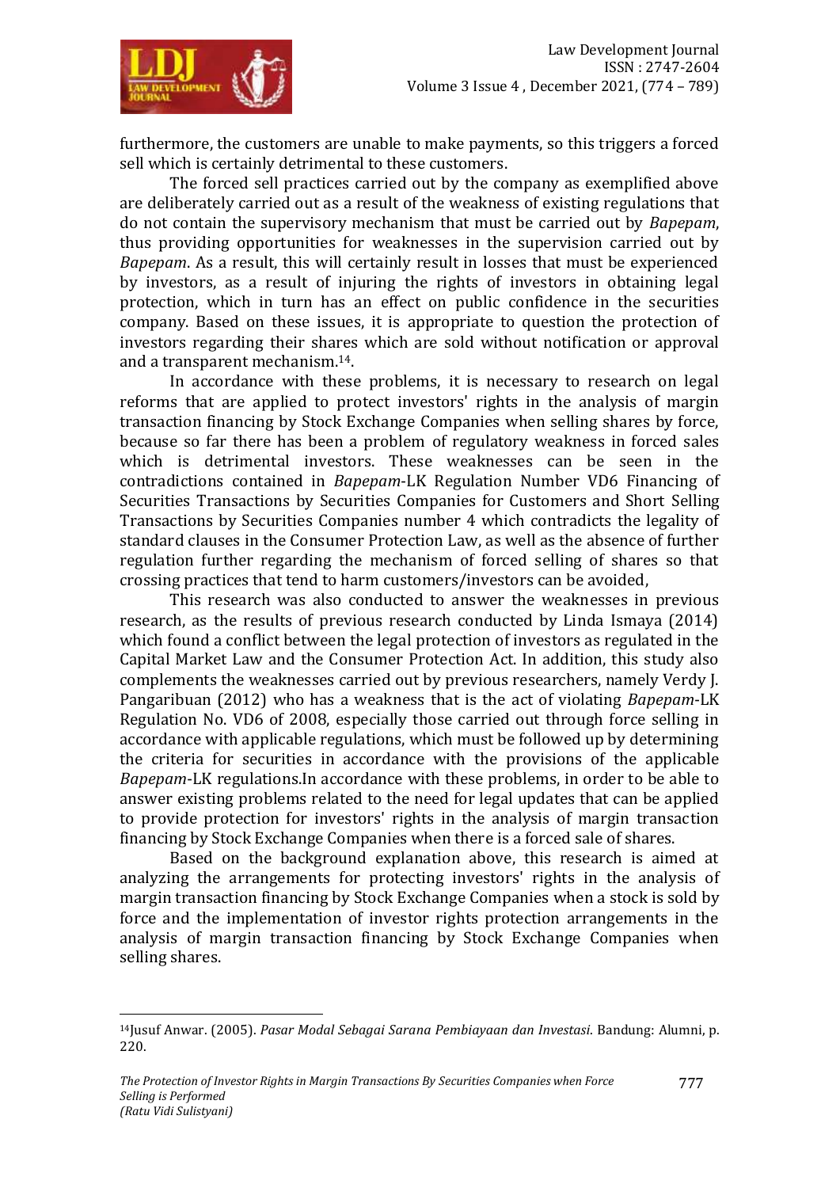furthermore, the customers are unable to make payments, so this triggers a forced sell which is certainly detrimental to these customers.

The forced sell practices carried out by the company as exemplified above are deliberately carried out as a result of the weakness of existing regulations that do not contain the supervisory mechanism that must be carried out by *Bapepam*, thus providing opportunities for weaknesses in the supervision carried out by *Bapepam*. As a result, this will certainly result in losses that must be experienced by investors, as a result of injuring the rights of investors in obtaining legal protection, which in turn has an effect on public confidence in the securities company. Based on these issues, it is appropriate to question the protection of investors regarding their shares which are sold without notification or approval and a transparent mechanism.[14].

In accordance with these problems, it is necessary to research on legal reforms that are applied to protect investors' rights in the analysis of margin transaction financing by Stock Exchange Companies when selling shares by force, because so far there has been a problem of regulatory weakness in forced sales which is detrimental investors. These weaknesses can be seen in the contradictions contained in *Bapepam*-LK Regulation Number VD6 Financing of Securities Transactions by Securities Companies for Customers and Short Selling Transactions by Securities Companies number 4 which contradicts the legality of standard clauses in the Consumer Protection Law, as well as the absence of further regulation further regarding the mechanism of forced selling of shares so that crossing practices that tend to harm customers/investors can be avoided,

This research was also conducted to answer the weaknesses in previous research, as the results of previous research conducted by Linda Ismaya (2014) which found a conflict between the legal protection of investors as regulated in the Capital Market Law and the Consumer Protection Act. In addition, this study also complements the weaknesses carried out by previous researchers, namely Verdy J. Pangaribuan (2012) who has a weakness that is the act of violating *Bapepam*-LK Regulation No. VD6 of 2008, especially those carried out through force selling in accordance with applicable regulations, which must be followed up by determining the criteria for securities in accordance with the provisions of the applicable *Bapepam*-LK regulations.In accordance with these problems, in order to be able to answer existing problems related to the need for legal updates that can be applied to provide protection for investors' rights in the analysis of margin transaction financing by Stock Exchange Companies when there is a forced sale of shares.

Based on the background explanation above, this research is aimed at analyzing the arrangements for protecting investors' rights in the analysis of margin transaction financing by Stock Exchange Companies when a stock is sold by force and the implementation of investor rights protection arrangements in the analysis of margin transaction financing by Stock Exchange Companies when selling shares.

---

[14]Jusuf Anwar. (2005). *Pasar Modal Sebagai Sarana Pembiayaan dan Investasi*. Bandung: Alumni, p. 220.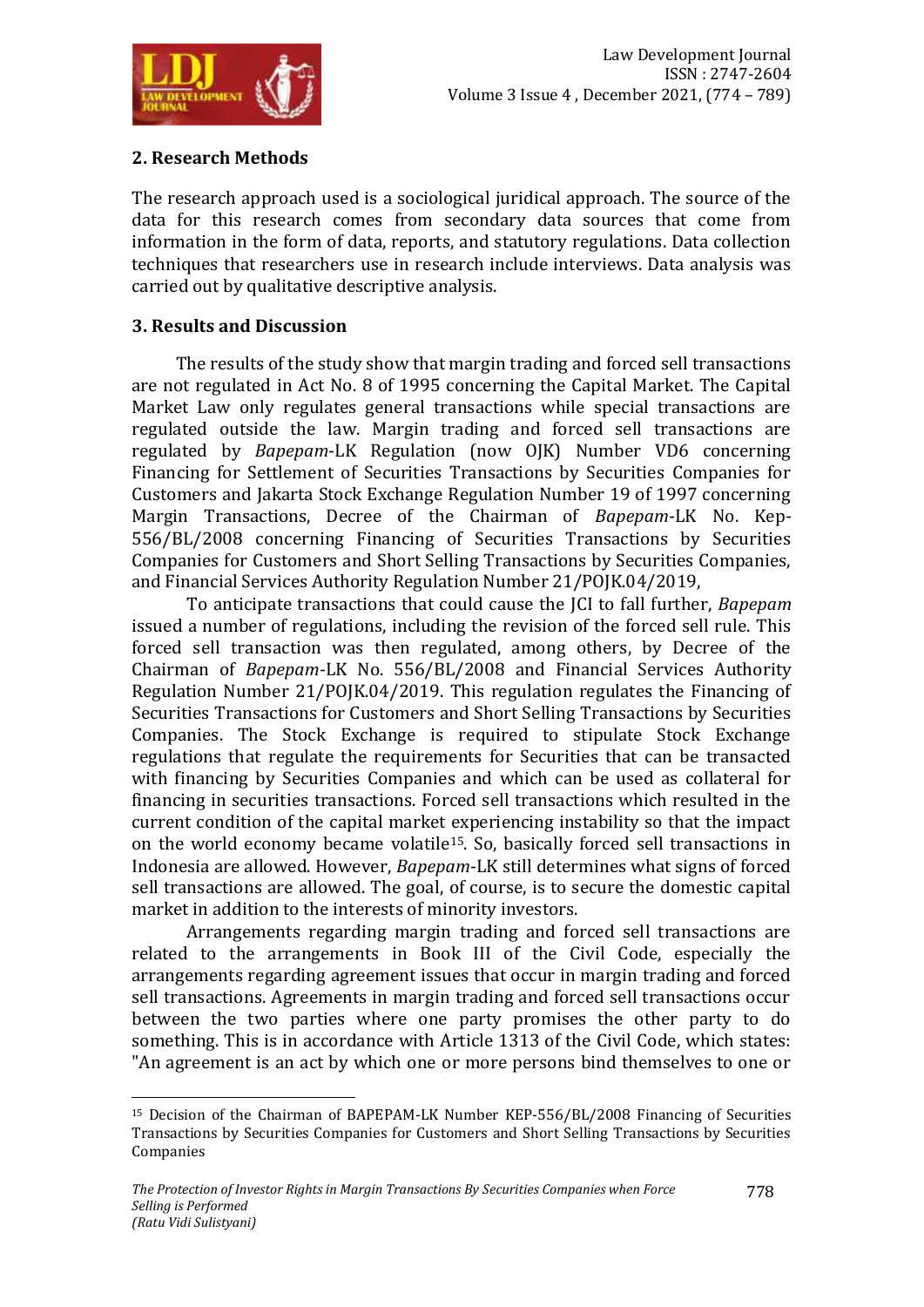## 2. Research Methods

The research approach used is a sociological juridical approach. The source of the data for this research comes from secondary data sources that come from information in the form of data, reports, and statutory regulations. Data collection techniques that researchers use in research include interviews. Data analysis was carried out by qualitative descriptive analysis.

## 3. Results and Discussion

The results of the study show that margin trading and forced sell transactions are not regulated in Act No. 8 of 1995 concerning the Capital Market. The Capital Market Law only regulates general transactions while special transactions are regulated outside the law. Margin trading and forced sell transactions are regulated by *Bapepam*-LK Regulation (now OJK) Number VD6 concerning Financing for Settlement of Securities Transactions by Securities Companies for Customers and Jakarta Stock Exchange Regulation Number 19 of 1997 concerning Margin Transactions, Decree of the Chairman of *Bapepam*-LK No. Kep-556/BL/2008 concerning Financing of Securities Transactions by Securities Companies for Customers and Short Selling Transactions by Securities Companies, and Financial Services Authority Regulation Number 21/POJK.04/2019,

To anticipate transactions that could cause the JCI to fall further, *Bapepam* issued a number of regulations, including the revision of the forced sell rule. This forced sell transaction was then regulated, among others, by Decree of the Chairman of *Bapepam*-LK No. 556/BL/2008 and Financial Services Authority Regulation Number 21/POJK.04/2019. This regulation regulates the Financing of Securities Transactions for Customers and Short Selling Transactions by Securities Companies. The Stock Exchange is required to stipulate Stock Exchange regulations that regulate the requirements for Securities that can be transacted with financing by Securities Companies and which can be used as collateral for financing in securities transactions. Forced sell transactions which resulted in the current condition of the capital market experiencing instability so that the impact on the world economy became volatile[15]. So, basically forced sell transactions in Indonesia are allowed. However, *Bapepam*-LK still determines what signs of forced sell transactions are allowed. The goal, of course, is to secure the domestic capital market in addition to the interests of minority investors.

Arrangements regarding margin trading and forced sell transactions are related to the arrangements in Book III of the Civil Code, especially the arrangements regarding agreement issues that occur in margin trading and forced sell transactions. Agreements in margin trading and forced sell transactions occur between the two parties where one party promises the other party to do something. This is in accordance with Article 1313 of the Civil Code, which states: "An agreement is an act by which one or more persons bind themselves to one or

[15] Decision of the Chairman of BAPEPAM-LK Number KEP-556/BL/2008 Financing of Securities Transactions by Securities Companies for Customers and Short Selling Transactions by Securities Companies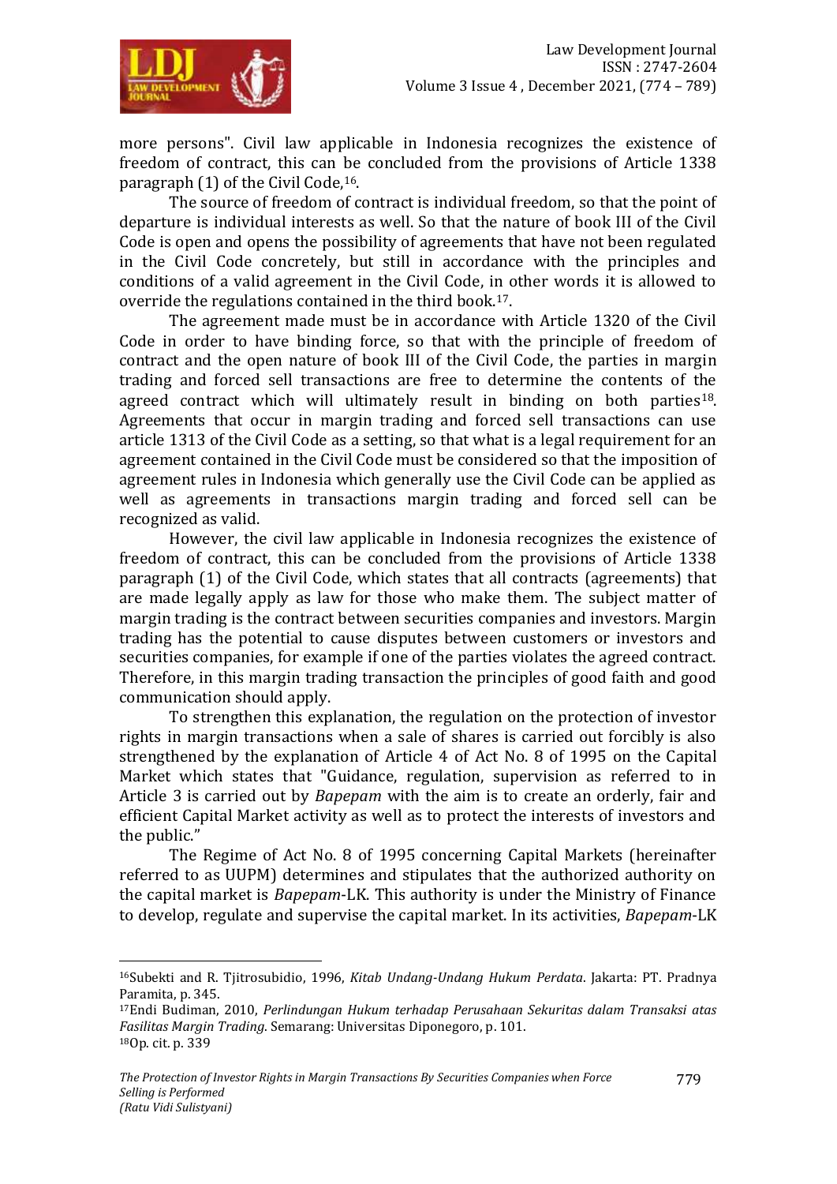more persons". Civil law applicable in Indonesia recognizes the existence of freedom of contract, this can be concluded from the provisions of Article 1338 paragraph (1) of the Civil Code,[16].

The source of freedom of contract is individual freedom, so that the point of departure is individual interests as well. So that the nature of book III of the Civil Code is open and opens the possibility of agreements that have not been regulated in the Civil Code concretely, but still in accordance with the principles and conditions of a valid agreement in the Civil Code, in other words it is allowed to override the regulations contained in the third book.[17].

The agreement made must be in accordance with Article 1320 of the Civil Code in order to have binding force, so that with the principle of freedom of contract and the open nature of book III of the Civil Code, the parties in margin trading and forced sell transactions are free to determine the contents of the agreed contract which will ultimately result in binding on both parties[18]. Agreements that occur in margin trading and forced sell transactions can use article 1313 of the Civil Code as a setting, so that what is a legal requirement for an agreement contained in the Civil Code must be considered so that the imposition of agreement rules in Indonesia which generally use the Civil Code can be applied as well as agreements in transactions margin trading and forced sell can be recognized as valid.

However, the civil law applicable in Indonesia recognizes the existence of freedom of contract, this can be concluded from the provisions of Article 1338 paragraph (1) of the Civil Code, which states that all contracts (agreements) that are made legally apply as law for those who make them. The subject matter of margin trading is the contract between securities companies and investors. Margin trading has the potential to cause disputes between customers or investors and securities companies, for example if one of the parties violates the agreed contract. Therefore, in this margin trading transaction the principles of good faith and good communication should apply.

To strengthen this explanation, the regulation on the protection of investor rights in margin transactions when a sale of shares is carried out forcibly is also strengthened by the explanation of Article 4 of Act No. 8 of 1995 on the Capital Market which states that "Guidance, regulation, supervision as referred to in Article 3 is carried out by *Bapepam* with the aim is to create an orderly, fair and efficient Capital Market activity as well as to protect the interests of investors and the public."

The Regime of Act No. 8 of 1995 concerning Capital Markets (hereinafter referred to as UUPM) determines and stipulates that the authorized authority on the capital market is *Bapepam*-LK. This authority is under the Ministry of Finance to develop, regulate and supervise the capital market. In its activities, *Bapepam*-LK

---

[16]Subekti and R. Tjitrosubidio, 1996, *Kitab Undang-Undang Hukum Perdata*. Jakarta: PT. Pradnya Paramita, p. 345.

[17]Endi Budiman, 2010, *Perlindungan Hukum terhadap Perusahaan Sekuritas dalam Transaksi atas Fasilitas Margin Trading*. Semarang: Universitas Diponegoro, p. 101.

[18]Op. cit. p. 339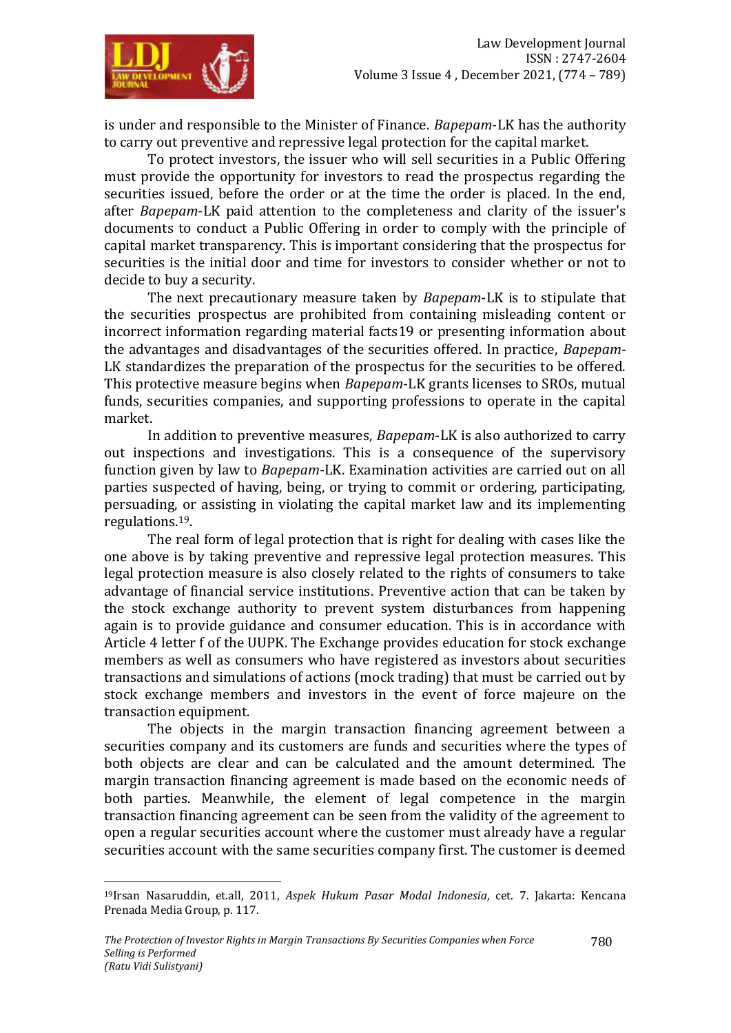is under and responsible to the Minister of Finance. *Bapepam*-LK has the authority to carry out preventive and repressive legal protection for the capital market.

To protect investors, the issuer who will sell securities in a Public Offering must provide the opportunity for investors to read the prospectus regarding the securities issued, before the order or at the time the order is placed. In the end, after *Bapepam*-LK paid attention to the completeness and clarity of the issuer's documents to conduct a Public Offering in order to comply with the principle of capital market transparency. This is important considering that the prospectus for securities is the initial door and time for investors to consider whether or not to decide to buy a security.

The next precautionary measure taken by *Bapepam*-LK is to stipulate that the securities prospectus are prohibited from containing misleading content or incorrect information regarding material facts19 or presenting information about the advantages and disadvantages of the securities offered. In practice, *Bapepam*-LK standardizes the preparation of the prospectus for the securities to be offered. This protective measure begins when *Bapepam*-LK grants licenses to SROs, mutual funds, securities companies, and supporting professions to operate in the capital market.

In addition to preventive measures, *Bapepam*-LK is also authorized to carry out inspections and investigations. This is a consequence of the supervisory function given by law to *Bapepam*-LK. Examination activities are carried out on all parties suspected of having, being, or trying to commit or ordering, participating, persuading, or assisting in violating the capital market law and its implementing regulations.[19].

The real form of legal protection that is right for dealing with cases like the one above is by taking preventive and repressive legal protection measures. This legal protection measure is also closely related to the rights of consumers to take advantage of financial service institutions. Preventive action that can be taken by the stock exchange authority to prevent system disturbances from happening again is to provide guidance and consumer education. This is in accordance with Article 4 letter f of the UUPK. The Exchange provides education for stock exchange members as well as consumers who have registered as investors about securities transactions and simulations of actions (mock trading) that must be carried out by stock exchange members and investors in the event of force majeure on the transaction equipment.

The objects in the margin transaction financing agreement between a securities company and its customers are funds and securities where the types of both objects are clear and can be calculated and the amount determined. The margin transaction financing agreement is made based on the economic needs of both parties. Meanwhile, the element of legal competence in the margin transaction financing agreement can be seen from the validity of the agreement to open a regular securities account where the customer must already have a regular securities account with the same securities company first. The customer is deemed

---

[19]Irsan Nasaruddin, et.all, 2011, *Aspek Hukum Pasar Modal Indonesia*, cet. 7. Jakarta: Kencana Prenada Media Group, p. 117.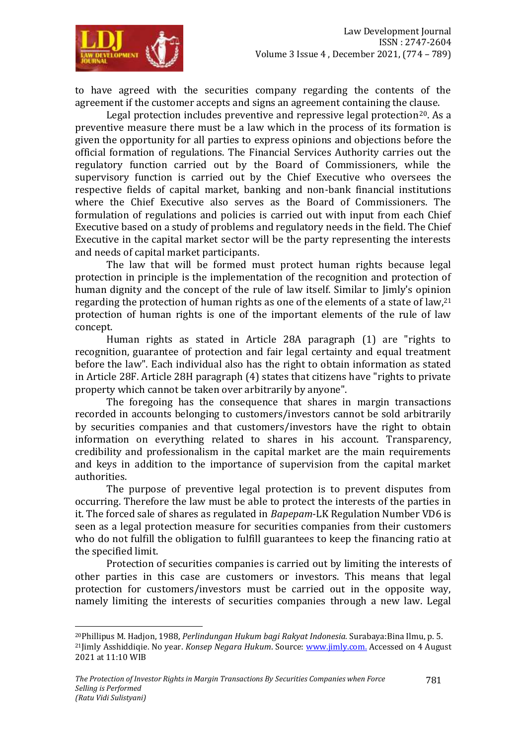to have agreed with the securities company regarding the contents of the agreement if the customer accepts and signs an agreement containing the clause.

Legal protection includes preventive and repressive legal protection[20]. As a preventive measure there must be a law which in the process of its formation is given the opportunity for all parties to express opinions and objections before the official formation of regulations. The Financial Services Authority carries out the regulatory function carried out by the Board of Commissioners, while the supervisory function is carried out by the Chief Executive who oversees the respective fields of capital market, banking and non-bank financial institutions where the Chief Executive also serves as the Board of Commissioners. The formulation of regulations and policies is carried out with input from each Chief Executive based on a study of problems and regulatory needs in the field. The Chief Executive in the capital market sector will be the party representing the interests and needs of capital market participants.

The law that will be formed must protect human rights because legal protection in principle is the implementation of the recognition and protection of human dignity and the concept of the rule of law itself. Similar to Jimly's opinion regarding the protection of human rights as one of the elements of a state of law,[21] protection of human rights is one of the important elements of the rule of law concept.

Human rights as stated in Article 28A paragraph (1) are "rights to recognition, guarantee of protection and fair legal certainty and equal treatment before the law". Each individual also has the right to obtain information as stated in Article 28F. Article 28H paragraph (4) states that citizens have "rights to private property which cannot be taken over arbitrarily by anyone".

The foregoing has the consequence that shares in margin transactions recorded in accounts belonging to customers/investors cannot be sold arbitrarily by securities companies and that customers/investors have the right to obtain information on everything related to shares in his account. Transparency, credibility and professionalism in the capital market are the main requirements and keys in addition to the importance of supervision from the capital market authorities.

The purpose of preventive legal protection is to prevent disputes from occurring. Therefore the law must be able to protect the interests of the parties in it. The forced sale of shares as regulated in *Bapepam*-LK Regulation Number VD6 is seen as a legal protection measure for securities companies from their customers who do not fulfill the obligation to fulfill guarantees to keep the financing ratio at the specified limit.

Protection of securities companies is carried out by limiting the interests of other parties in this case are customers or investors. This means that legal protection for customers/investors must be carried out in the opposite way, namely limiting the interests of securities companies through a new law. Legal

---

[20] Phillipus M. Hadjon, 1988, *Perlindungan Hukum bagi Rakyat Indonesia*. Surabaya:Bina Ilmu, p. 5.

[21] Jimly Asshiddiqie. No year. *Konsep Negara Hukum*. Source: www.jimly.com. Accessed on 4 August 2021 at 11:10 WIB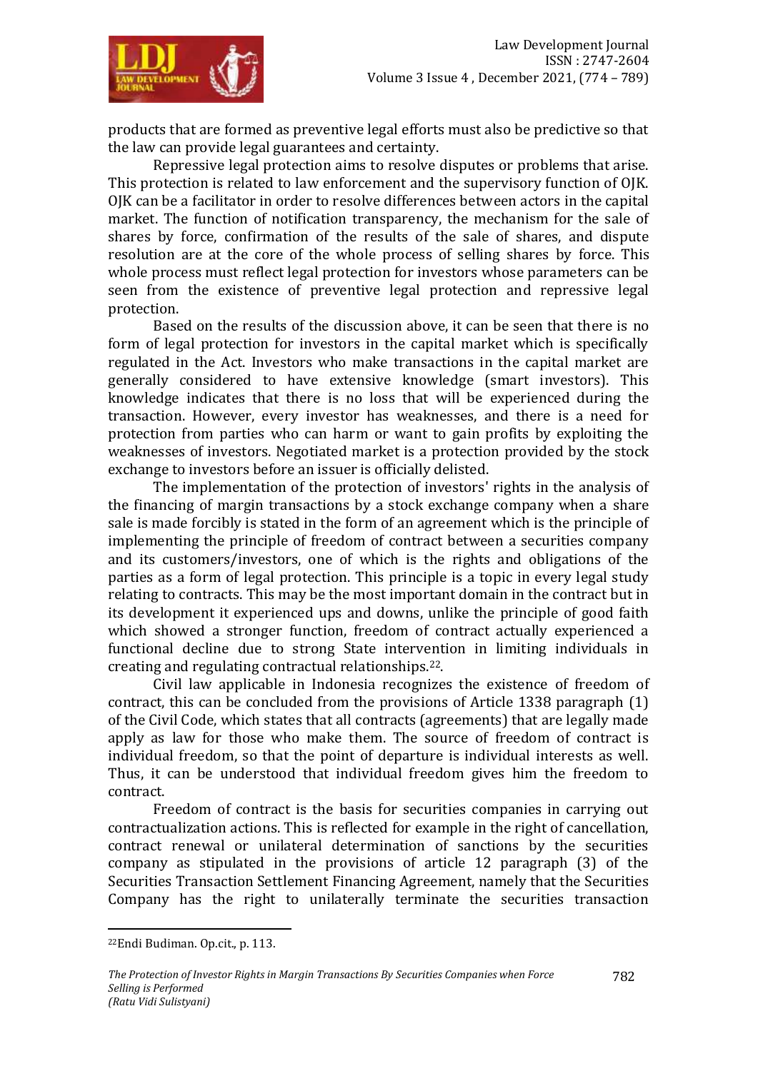products that are formed as preventive legal efforts must also be predictive so that the law can provide legal guarantees and certainty.

Repressive legal protection aims to resolve disputes or problems that arise. This protection is related to law enforcement and the supervisory function of OJK. OJK can be a facilitator in order to resolve differences between actors in the capital market. The function of notification transparency, the mechanism for the sale of shares by force, confirmation of the results of the sale of shares, and dispute resolution are at the core of the whole process of selling shares by force. This whole process must reflect legal protection for investors whose parameters can be seen from the existence of preventive legal protection and repressive legal protection.

Based on the results of the discussion above, it can be seen that there is no form of legal protection for investors in the capital market which is specifically regulated in the Act. Investors who make transactions in the capital market are generally considered to have extensive knowledge (smart investors). This knowledge indicates that there is no loss that will be experienced during the transaction. However, every investor has weaknesses, and there is a need for protection from parties who can harm or want to gain profits by exploiting the weaknesses of investors. Negotiated market is a protection provided by the stock exchange to investors before an issuer is officially delisted.

The implementation of the protection of investors' rights in the analysis of the financing of margin transactions by a stock exchange company when a share sale is made forcibly is stated in the form of an agreement which is the principle of implementing the principle of freedom of contract between a securities company and its customers/investors, one of which is the rights and obligations of the parties as a form of legal protection. This principle is a topic in every legal study relating to contracts. This may be the most important domain in the contract but in its development it experienced ups and downs, unlike the principle of good faith which showed a stronger function, freedom of contract actually experienced a functional decline due to strong State intervention in limiting individuals in creating and regulating contractual relationships.[22].

Civil law applicable in Indonesia recognizes the existence of freedom of contract, this can be concluded from the provisions of Article 1338 paragraph (1) of the Civil Code, which states that all contracts (agreements) that are legally made apply as law for those who make them. The source of freedom of contract is individual freedom, so that the point of departure is individual interests as well. Thus, it can be understood that individual freedom gives him the freedom to contract.

Freedom of contract is the basis for securities companies in carrying out contractualization actions. This is reflected for example in the right of cancellation, contract renewal or unilateral determination of sanctions by the securities company as stipulated in the provisions of article 12 paragraph (3) of the Securities Transaction Settlement Financing Agreement, namely that the Securities Company has the right to unilaterally terminate the securities transaction

---

[22]Endi Budiman. Op.cit., p. 113.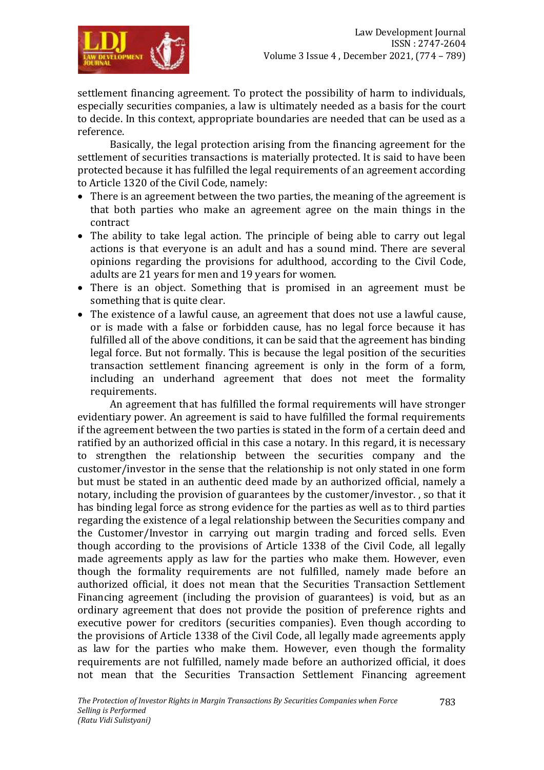settlement financing agreement. To protect the possibility of harm to individuals, especially securities companies, a law is ultimately needed as a basis for the court to decide. In this context, appropriate boundaries are needed that can be used as a reference.

Basically, the legal protection arising from the financing agreement for the settlement of securities transactions is materially protected. It is said to have been protected because it has fulfilled the legal requirements of an agreement according to Article 1320 of the Civil Code, namely:

- There is an agreement between the two parties, the meaning of the agreement is that both parties who make an agreement agree on the main things in the contract
- The ability to take legal action. The principle of being able to carry out legal actions is that everyone is an adult and has a sound mind. There are several opinions regarding the provisions for adulthood, according to the Civil Code, adults are 21 years for men and 19 years for women.
- There is an object. Something that is promised in an agreement must be something that is quite clear.
- The existence of a lawful cause, an agreement that does not use a lawful cause, or is made with a false or forbidden cause, has no legal force because it has fulfilled all of the above conditions, it can be said that the agreement has binding legal force. But not formally. This is because the legal position of the securities transaction settlement financing agreement is only in the form of a form, including an underhand agreement that does not meet the formality requirements.

An agreement that has fulfilled the formal requirements will have stronger evidentiary power. An agreement is said to have fulfilled the formal requirements if the agreement between the two parties is stated in the form of a certain deed and ratified by an authorized official in this case a notary. In this regard, it is necessary to strengthen the relationship between the securities company and the customer/investor in the sense that the relationship is not only stated in one form but must be stated in an authentic deed made by an authorized official, namely a notary, including the provision of guarantees by the customer/investor. , so that it has binding legal force as strong evidence for the parties as well as to third parties regarding the existence of a legal relationship between the Securities company and the Customer/Investor in carrying out margin trading and forced sells. Even though according to the provisions of Article 1338 of the Civil Code, all legally made agreements apply as law for the parties who make them. However, even though the formality requirements are not fulfilled, namely made before an authorized official, it does not mean that the Securities Transaction Settlement Financing agreement (including the provision of guarantees) is void, but as an ordinary agreement that does not provide the position of preference rights and executive power for creditors (securities companies). Even though according to the provisions of Article 1338 of the Civil Code, all legally made agreements apply as law for the parties who make them. However, even though the formality requirements are not fulfilled, namely made before an authorized official, it does not mean that the Securities Transaction Settlement Financing agreement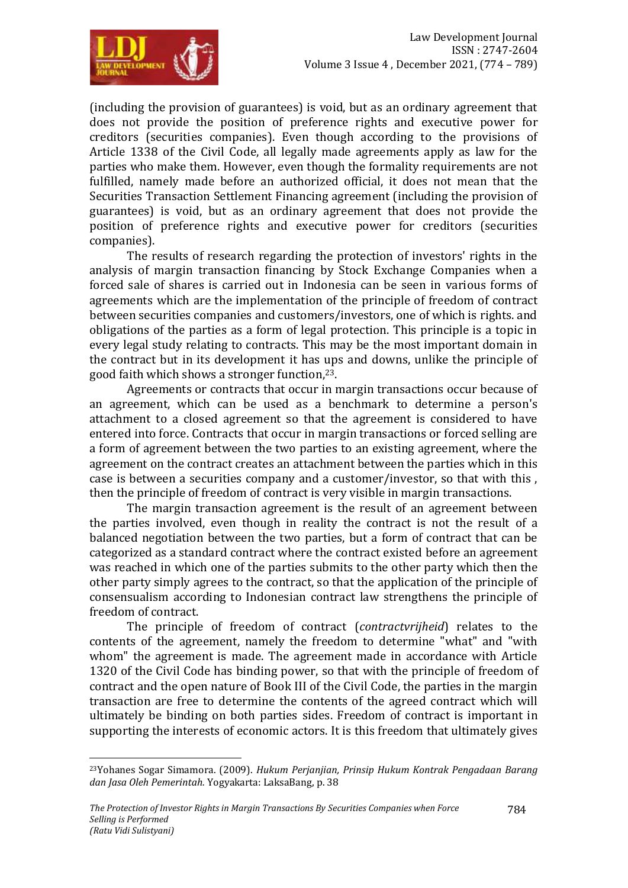(including the provision of guarantees) is void, but as an ordinary agreement that does not provide the position of preference rights and executive power for creditors (securities companies). Even though according to the provisions of Article 1338 of the Civil Code, all legally made agreements apply as law for the parties who make them. However, even though the formality requirements are not fulfilled, namely made before an authorized official, it does not mean that the Securities Transaction Settlement Financing agreement (including the provision of guarantees) is void, but as an ordinary agreement that does not provide the position of preference rights and executive power for creditors (securities companies).

The results of research regarding the protection of investors' rights in the analysis of margin transaction financing by Stock Exchange Companies when a forced sale of shares is carried out in Indonesia can be seen in various forms of agreements which are the implementation of the principle of freedom of contract between securities companies and customers/investors, one of which is rights. and obligations of the parties as a form of legal protection. This principle is a topic in every legal study relating to contracts. This may be the most important domain in the contract but in its development it has ups and downs, unlike the principle of good faith which shows a stronger function,[23].

Agreements or contracts that occur in margin transactions occur because of an agreement, which can be used as a benchmark to determine a person's attachment to a closed agreement so that the agreement is considered to have entered into force. Contracts that occur in margin transactions or forced selling are a form of agreement between the two parties to an existing agreement, where the agreement on the contract creates an attachment between the parties which in this case is between a securities company and a customer/investor, so that with this , then the principle of freedom of contract is very visible in margin transactions.

The margin transaction agreement is the result of an agreement between the parties involved, even though in reality the contract is not the result of a balanced negotiation between the two parties, but a form of contract that can be categorized as a standard contract where the contract existed before an agreement was reached in which one of the parties submits to the other party which then the other party simply agrees to the contract, so that the application of the principle of consensualism according to Indonesian contract law strengthens the principle of freedom of contract.

The principle of freedom of contract (*contractvrijheid*) relates to the contents of the agreement, namely the freedom to determine "what" and "with whom" the agreement is made. The agreement made in accordance with Article 1320 of the Civil Code has binding power, so that with the principle of freedom of contract and the open nature of Book III of the Civil Code, the parties in the margin transaction are free to determine the contents of the agreed contract which will ultimately be binding on both parties sides. Freedom of contract is important in supporting the interests of economic actors. It is this freedom that ultimately gives

---

[23]Yohanes Sogar Simamora. (2009). *Hukum Perjanjian, Prinsip Hukum Kontrak Pengadaan Barang dan Jasa Oleh Pemerintah.* Yogyakarta: LaksaBang, p. 38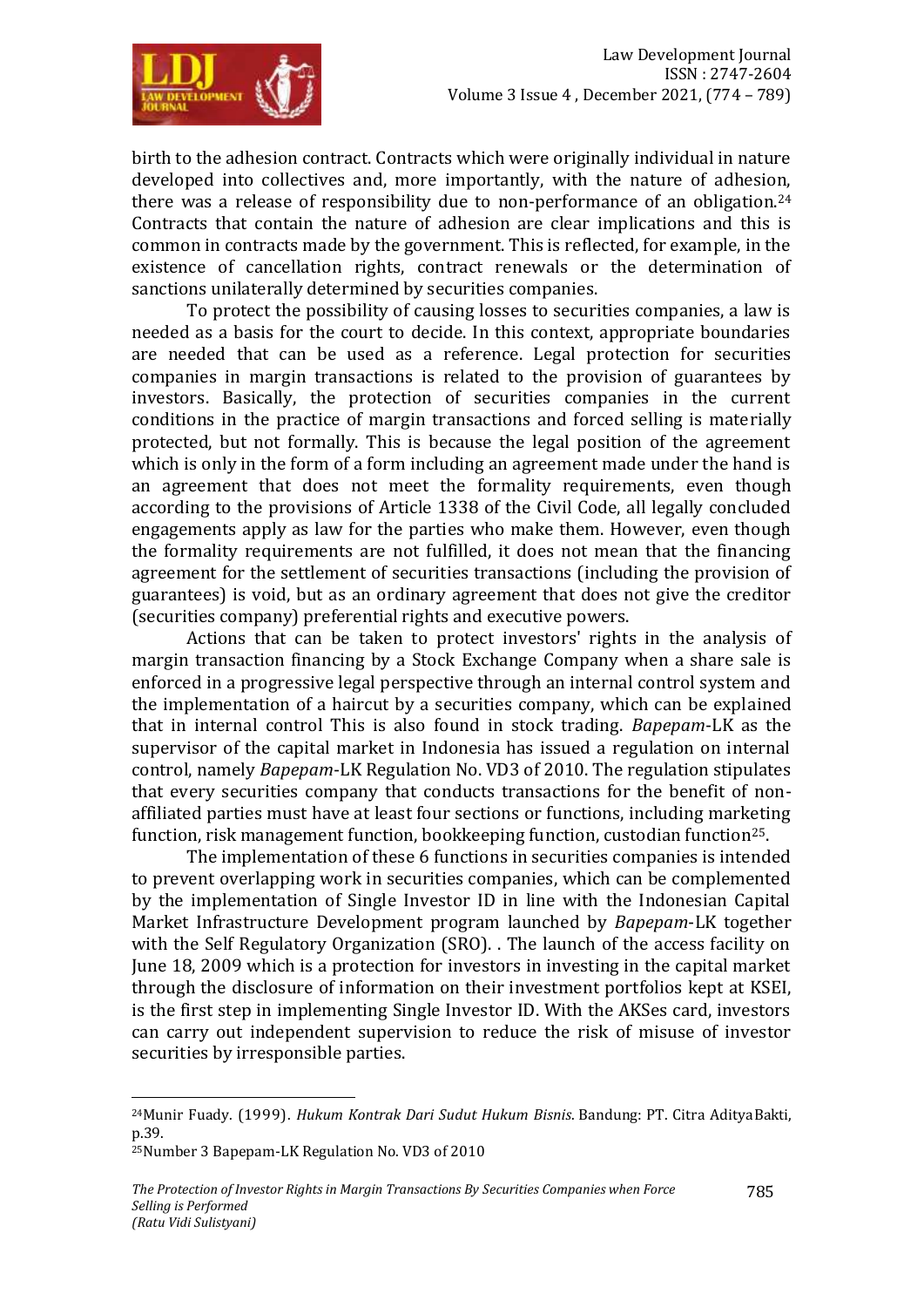birth to the adhesion contract. Contracts which were originally individual in nature developed into collectives and, more importantly, with the nature of adhesion, there was a release of responsibility due to non-performance of an obligation.[24] Contracts that contain the nature of adhesion are clear implications and this is common in contracts made by the government. This is reflected, for example, in the existence of cancellation rights, contract renewals or the determination of sanctions unilaterally determined by securities companies.

To protect the possibility of causing losses to securities companies, a law is needed as a basis for the court to decide. In this context, appropriate boundaries are needed that can be used as a reference. Legal protection for securities companies in margin transactions is related to the provision of guarantees by investors. Basically, the protection of securities companies in the current conditions in the practice of margin transactions and forced selling is materially protected, but not formally. This is because the legal position of the agreement which is only in the form of a form including an agreement made under the hand is an agreement that does not meet the formality requirements, even though according to the provisions of Article 1338 of the Civil Code, all legally concluded engagements apply as law for the parties who make them. However, even though the formality requirements are not fulfilled, it does not mean that the financing agreement for the settlement of securities transactions (including the provision of guarantees) is void, but as an ordinary agreement that does not give the creditor (securities company) preferential rights and executive powers.

Actions that can be taken to protect investors' rights in the analysis of margin transaction financing by a Stock Exchange Company when a share sale is enforced in a progressive legal perspective through an internal control system and the implementation of a haircut by a securities company, which can be explained that in internal control This is also found in stock trading. *Bapepam*-LK as the supervisor of the capital market in Indonesia has issued a regulation on internal control, namely *Bapepam*-LK Regulation No. VD3 of 2010. The regulation stipulates that every securities company that conducts transactions for the benefit of non-affiliated parties must have at least four sections or functions, including marketing function, risk management function, bookkeeping function, custodian function[25].

The implementation of these 6 functions in securities companies is intended to prevent overlapping work in securities companies, which can be complemented by the implementation of Single Investor ID in line with the Indonesian Capital Market Infrastructure Development program launched by *Bapepam*-LK together with the Self Regulatory Organization (SRO). . The launch of the access facility on June 18, 2009 which is a protection for investors in investing in the capital market through the disclosure of information on their investment portfolios kept at KSEI, is the first step in implementing Single Investor ID. With the AKSes card, investors can carry out independent supervision to reduce the risk of misuse of investor securities by irresponsible parties.

---

[24] Munir Fuady. (1999). *Hukum Kontrak Dari Sudut Hukum Bisnis*. Bandung: PT. Citra AdityaBakti, p.39.

[25] Number 3 Bapepam-LK Regulation No. VD3 of 2010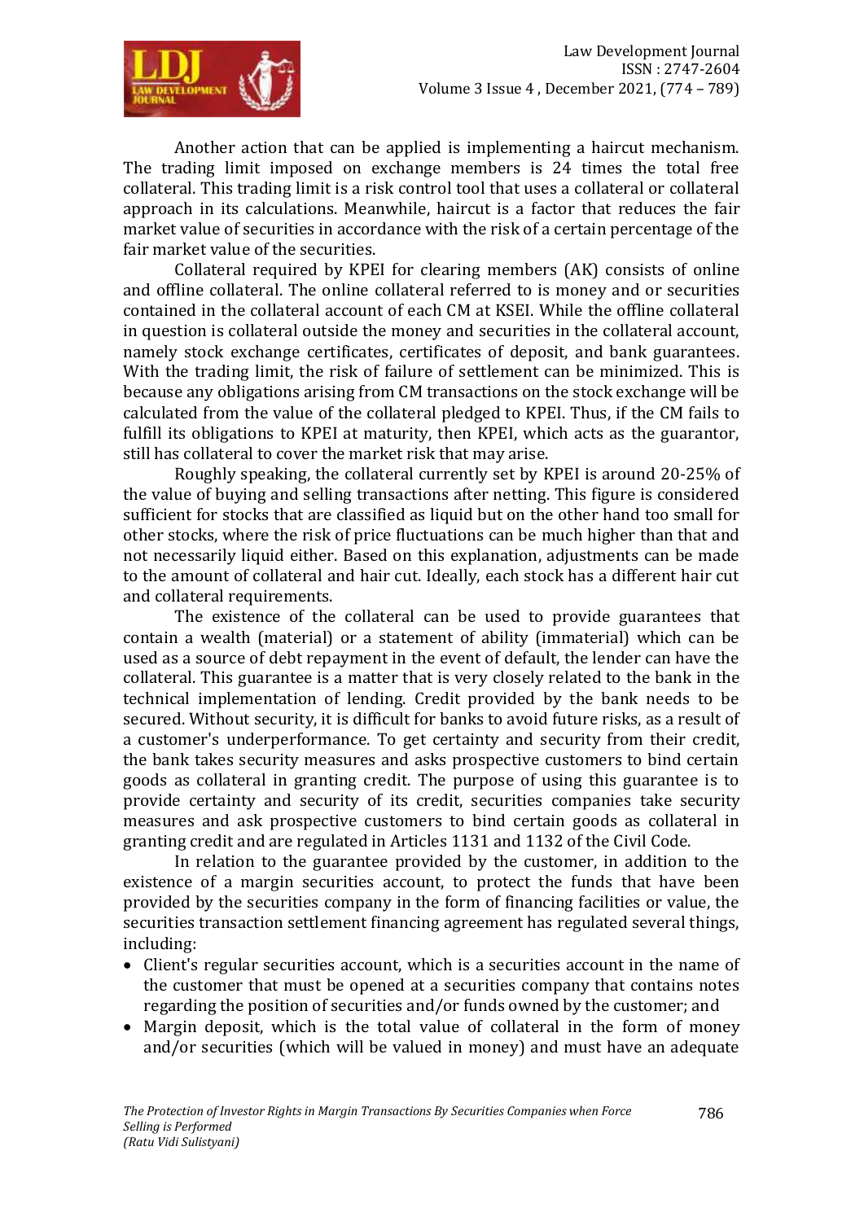Another action that can be applied is implementing a haircut mechanism. The trading limit imposed on exchange members is 24 times the total free collateral. This trading limit is a risk control tool that uses a collateral or collateral approach in its calculations. Meanwhile, haircut is a factor that reduces the fair market value of securities in accordance with the risk of a certain percentage of the fair market value of the securities.

Collateral required by KPEI for clearing members (AK) consists of online and offline collateral. The online collateral referred to is money and or securities contained in the collateral account of each CM at KSEI. While the offline collateral in question is collateral outside the money and securities in the collateral account, namely stock exchange certificates, certificates of deposit, and bank guarantees. With the trading limit, the risk of failure of settlement can be minimized. This is because any obligations arising from CM transactions on the stock exchange will be calculated from the value of the collateral pledged to KPEI. Thus, if the CM fails to fulfill its obligations to KPEI at maturity, then KPEI, which acts as the guarantor, still has collateral to cover the market risk that may arise.

Roughly speaking, the collateral currently set by KPEI is around 20-25% of the value of buying and selling transactions after netting. This figure is considered sufficient for stocks that are classified as liquid but on the other hand too small for other stocks, where the risk of price fluctuations can be much higher than that and not necessarily liquid either. Based on this explanation, adjustments can be made to the amount of collateral and hair cut. Ideally, each stock has a different hair cut and collateral requirements.

The existence of the collateral can be used to provide guarantees that contain a wealth (material) or a statement of ability (immaterial) which can be used as a source of debt repayment in the event of default, the lender can have the collateral. This guarantee is a matter that is very closely related to the bank in the technical implementation of lending. Credit provided by the bank needs to be secured. Without security, it is difficult for banks to avoid future risks, as a result of a customer's underperformance. To get certainty and security from their credit, the bank takes security measures and asks prospective customers to bind certain goods as collateral in granting credit. The purpose of using this guarantee is to provide certainty and security of its credit, securities companies take security measures and ask prospective customers to bind certain goods as collateral in granting credit and are regulated in Articles 1131 and 1132 of the Civil Code.

In relation to the guarantee provided by the customer, in addition to the existence of a margin securities account, to protect the funds that have been provided by the securities company in the form of financing facilities or value, the securities transaction settlement financing agreement has regulated several things, including:

- Client's regular securities account, which is a securities account in the name of the customer that must be opened at a securities company that contains notes regarding the position of securities and/or funds owned by the customer; and
- Margin deposit, which is the total value of collateral in the form of money and/or securities (which will be valued in money) and must have an adequate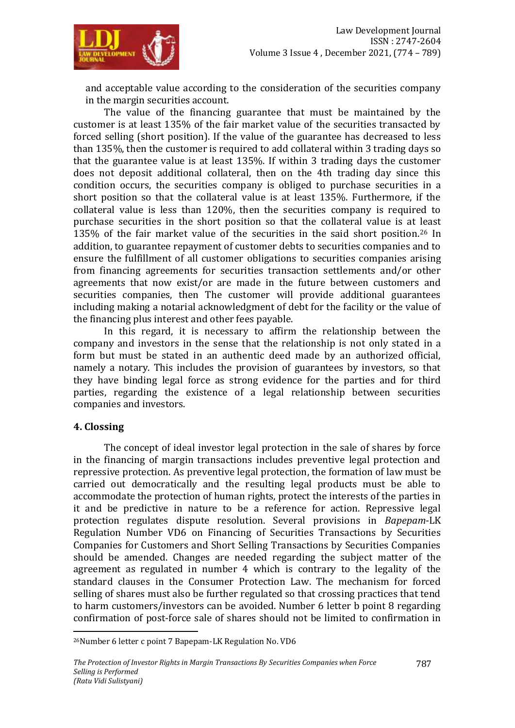and acceptable value according to the consideration of the securities company in the margin securities account.

The value of the financing guarantee that must be maintained by the customer is at least 135% of the fair market value of the securities transacted by forced selling (short position). If the value of the guarantee has decreased to less than 135%, then the customer is required to add collateral within 3 trading days so that the guarantee value is at least 135%. If within 3 trading days the customer does not deposit additional collateral, then on the 4th trading day since this condition occurs, the securities company is obliged to purchase securities in a short position so that the collateral value is at least 135%. Furthermore, if the collateral value is less than 120%, then the securities company is required to purchase securities in the short position so that the collateral value is at least 135% of the fair market value of the securities in the said short position.[26] In addition, to guarantee repayment of customer debts to securities companies and to ensure the fulfillment of all customer obligations to securities companies arising from financing agreements for securities transaction settlements and/or other agreements that now exist/or are made in the future between customers and securities companies, then The customer will provide additional guarantees including making a notarial acknowledgment of debt for the facility or the value of the financing plus interest and other fees payable.

In this regard, it is necessary to affirm the relationship between the company and investors in the sense that the relationship is not only stated in a form but must be stated in an authentic deed made by an authorized official, namely a notary. This includes the provision of guarantees by investors, so that they have binding legal force as strong evidence for the parties and for third parties, regarding the existence of a legal relationship between securities companies and investors.

## 4. Clossing

The concept of ideal investor legal protection in the sale of shares by force in the financing of margin transactions includes preventive legal protection and repressive protection. As preventive legal protection, the formation of law must be carried out democratically and the resulting legal products must be able to accommodate the protection of human rights, protect the interests of the parties in it and be predictive in nature to be a reference for action. Repressive legal protection regulates dispute resolution. Several provisions in *Bapepam*-LK Regulation Number VD6 on Financing of Securities Transactions by Securities Companies for Customers and Short Selling Transactions by Securities Companies should be amended. Changes are needed regarding the subject matter of the agreement as regulated in number 4 which is contrary to the legality of the standard clauses in the Consumer Protection Law. The mechanism for forced selling of shares must also be further regulated so that crossing practices that tend to harm customers/investors can be avoided. Number 6 letter b point 8 regarding confirmation of post-force sale of shares should not be limited to confirmation in

---

[26] Number 6 letter c point 7 Bapepam-LK Regulation No. VD6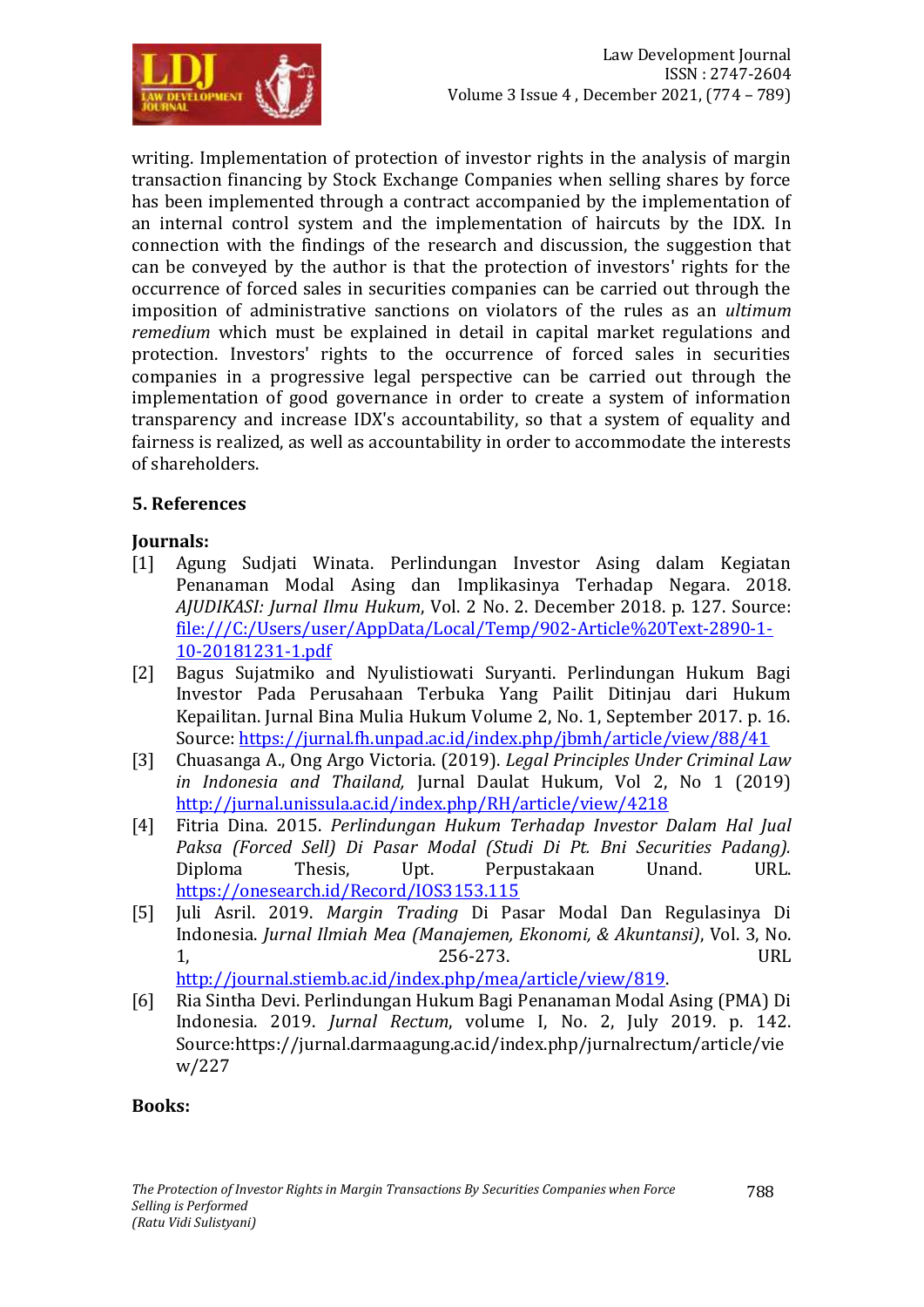writing. Implementation of protection of investor rights in the analysis of margin transaction financing by Stock Exchange Companies when selling shares by force has been implemented through a contract accompanied by the implementation of an internal control system and the implementation of haircuts by the IDX. In connection with the findings of the research and discussion, the suggestion that can be conveyed by the author is that the protection of investors' rights for the occurrence of forced sales in securities companies can be carried out through the imposition of administrative sanctions on violators of the rules as an *ultimum remedium* which must be explained in detail in capital market regulations and protection. Investors' rights to the occurrence of forced sales in securities companies in a progressive legal perspective can be carried out through the implementation of good governance in order to create a system of information transparency and increase IDX's accountability, so that a system of equality and fairness is realized, as well as accountability in order to accommodate the interests of shareholders.

## 5. References

**Journals:**

[1] Agung Sudjati Winata. Perlindungan Investor Asing dalam Kegiatan Penanaman Modal Asing dan Implikasinya Terhadap Negara. 2018. *AJUDIKASI: Jurnal Ilmu Hukum*, Vol. 2 No. 2. December 2018. p. 127. Source: file:///C:/Users/user/AppData/Local/Temp/902-Article%20Text-2890-1-10-20181231-1.pdf

[2] Bagus Sujatmiko and Nyulistiowati Suryanti. Perlindungan Hukum Bagi Investor Pada Perusahaan Terbuka Yang Pailit Ditinjau dari Hukum Kepailitan. Jurnal Bina Mulia Hukum Volume 2, No. 1, September 2017. p. 16. Source: https://jurnal.fh.unpad.ac.id/index.php/jbmh/article/view/88/41

[3] Chuasanga A., Ong Argo Victoria. (2019). *Legal Principles Under Criminal Law in Indonesia and Thailand,* Jurnal Daulat Hukum, Vol 2, No 1 (2019) http://jurnal.unissula.ac.id/index.php/RH/article/view/4218

[4] Fitria Dina. 2015. *Perlindungan Hukum Terhadap Investor Dalam Hal Jual Paksa (Forced Sell) Di Pasar Modal (Studi Di Pt. Bni Securities Padang).* Diploma Thesis, Upt. Perpustakaan Unand. URL. https://onesearch.id/Record/IOS3153.115

[5] Juli Asril. 2019. *Margin Trading* Di Pasar Modal Dan Regulasinya Di Indonesia. *Jurnal Ilmiah Mea (Manajemen, Ekonomi, & Akuntansi)*, Vol. 3, No. 1, 256-273. URL http://journal.stiemb.ac.id/index.php/mea/article/view/819.

[6] Ria Sintha Devi. Perlindungan Hukum Bagi Penanaman Modal Asing (PMA) Di Indonesia. 2019. *Jurnal Rectum*, volume I, No. 2, July 2019. p. 142. Source:https://jurnal.darmaagung.ac.id/index.php/jurnalrectum/article/view/227

**Books:**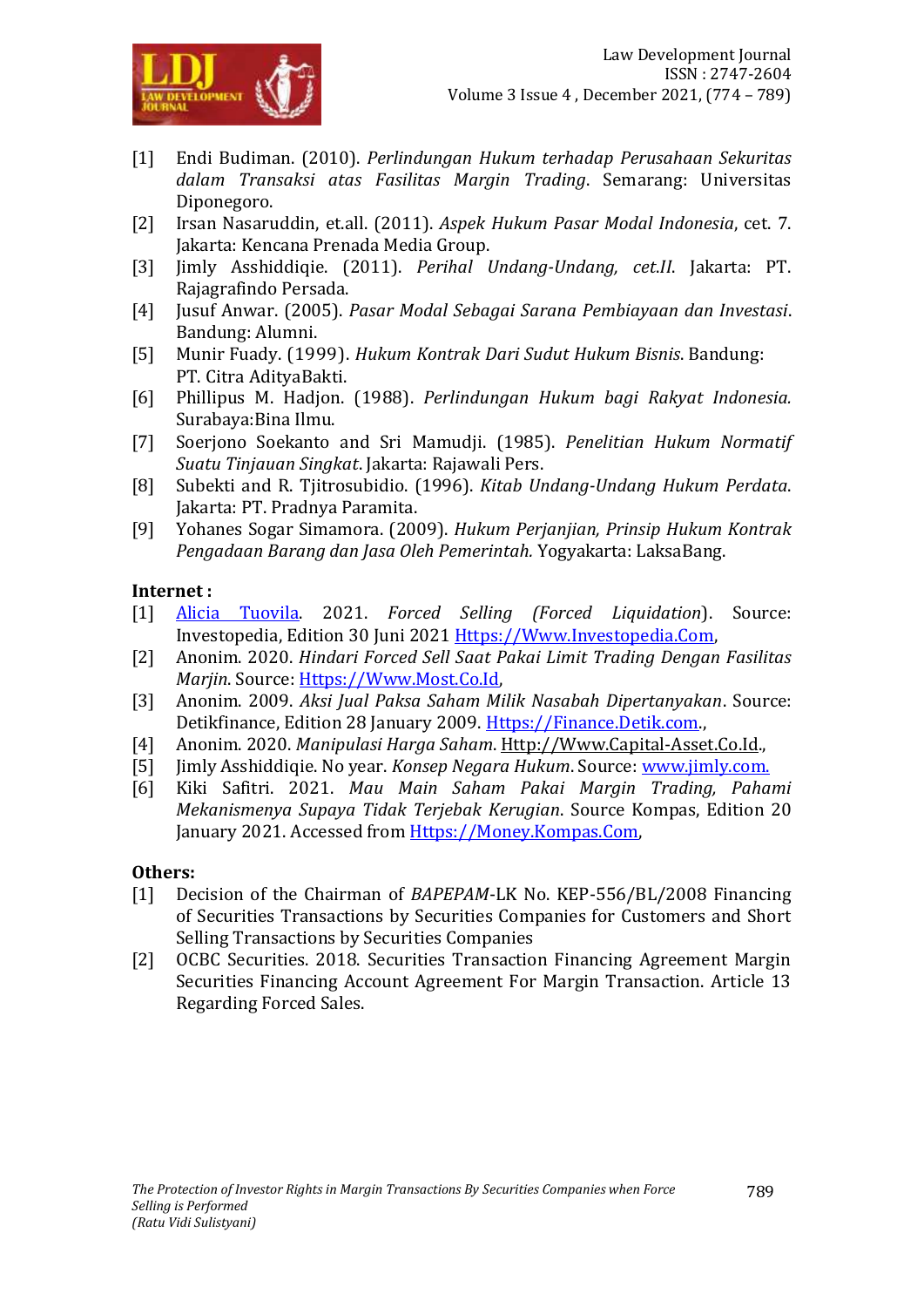[1] Endi Budiman. (2010). *Perlindungan Hukum terhadap Perusahaan Sekuritas dalam Transaksi atas Fasilitas Margin Trading*. Semarang: Universitas Diponegoro.

[2] Irsan Nasaruddin, et.all. (2011). *Aspek Hukum Pasar Modal Indonesia*, cet. 7. Jakarta: Kencana Prenada Media Group.

[3] Jimly Asshiddiqie. (2011). *Perihal Undang-Undang, cet.II*. Jakarta: PT. Rajagrafindo Persada.

[4] Jusuf Anwar. (2005). *Pasar Modal Sebagai Sarana Pembiayaan dan Investasi*. Bandung: Alumni.

[5] Munir Fuady. (1999). *Hukum Kontrak Dari Sudut Hukum Bisnis*. Bandung: PT. Citra AdityaBakti.

[6] Phillipus M. Hadjon. (1988). *Perlindungan Hukum bagi Rakyat Indonesia.* Surabaya:Bina Ilmu.

[7] Soerjono Soekanto and Sri Mamudji. (1985). *Penelitian Hukum Normatif Suatu Tinjauan Singkat*. Jakarta: Rajawali Pers.

[8] Subekti and R. Tjitrosubidio. (1996). *Kitab Undang-Undang Hukum Perdata*. Jakarta: PT. Pradnya Paramita.

[9] Yohanes Sogar Simamora. (2009). *Hukum Perjanjian, Prinsip Hukum Kontrak Pengadaan Barang dan Jasa Oleh Pemerintah.* Yogyakarta: LaksaBang.

**Internet :**

[1] Alicia Tuovila. 2021. *Forced Selling (Forced Liquidation*). Source: Investopedia, Edition 30 Juni 2021 Https://Www.Investopedia.Com,

[2] Anonim. 2020. *Hindari Forced Sell Saat Pakai Limit Trading Dengan Fasilitas Marjin*. Source: Https://Www.Most.Co.Id,

[3] Anonim. 2009. *Aksi Jual Paksa Saham Milik Nasabah Dipertanyakan*. Source: Detikfinance, Edition 28 January 2009. Https://Finance.Detik.com.,

[4] Anonim. 2020. *Manipulasi Harga Saham*. Http://Www.Capital-Asset.Co.Id.,

[5] Jimly Asshiddiqie. No year. *Konsep Negara Hukum*. Source: www.jimly.com.

[6] Kiki Safitri. 2021. *Mau Main Saham Pakai Margin Trading, Pahami Mekanismenya Supaya Tidak Terjebak Kerugian*. Source Kompas, Edition 20 January 2021. Accessed from Https://Money.Kompas.Com,

**Others:**

[1] Decision of the Chairman of *BAPEPAM*-LK No. KEP-556/BL/2008 Financing of Securities Transactions by Securities Companies for Customers and Short Selling Transactions by Securities Companies

[2] OCBC Securities. 2018. Securities Transaction Financing Agreement Margin Securities Financing Account Agreement For Margin Transaction. Article 13 Regarding Forced Sales.